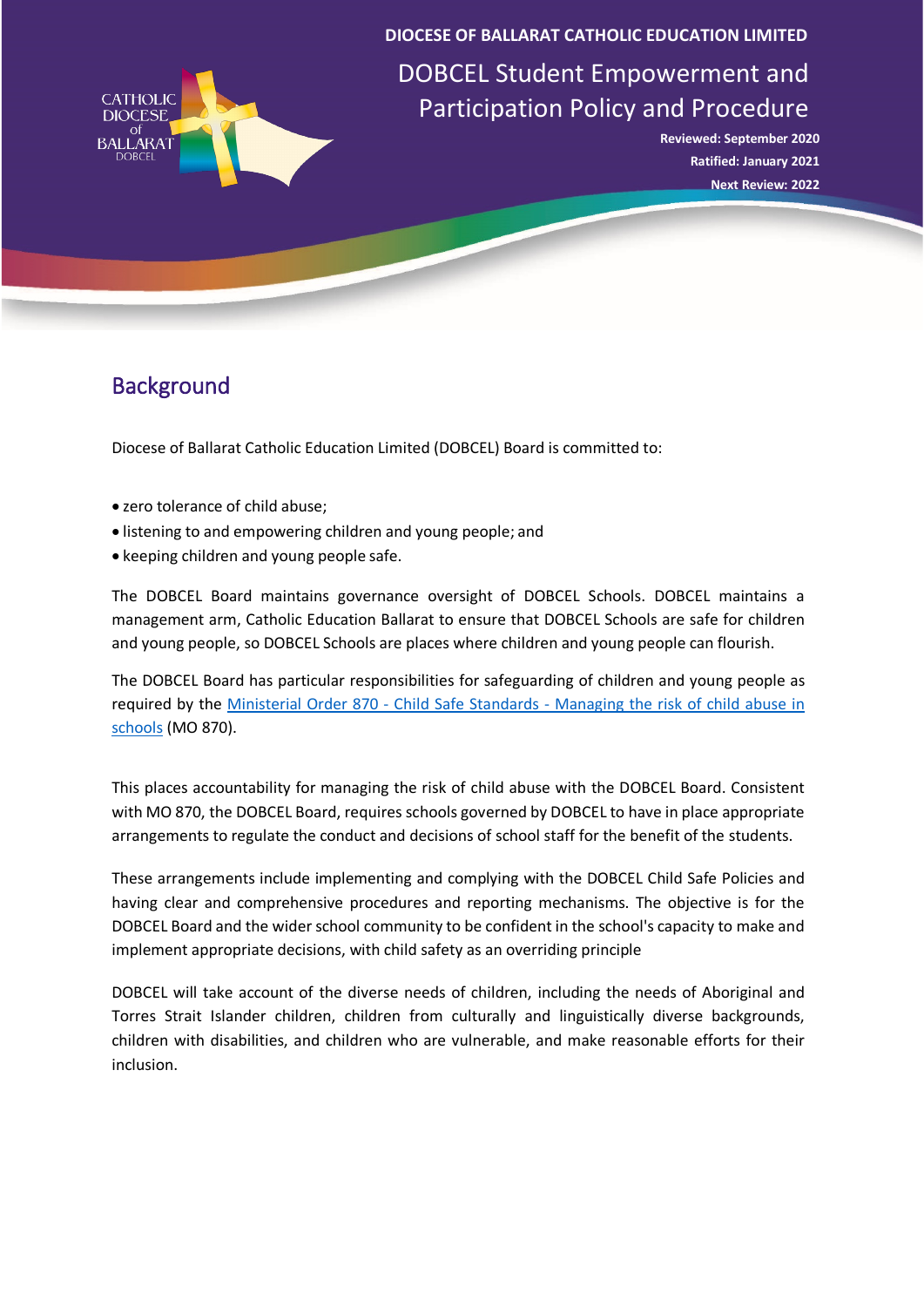**DIOCESE OF BALLARAT CATHOLIC EDUCATION LIMITED**

# DOBCEL Student Empowerment and Participation Policy and Procedure

**Reviewed: September 2020**
**Ratified: January 2021**
**Next Review: 2022**

## Background

Diocese of Ballarat Catholic Education Limited (DOBCEL) Board is committed to:

- zero tolerance of child abuse;
- listening to and empowering children and young people; and
- keeping children and young people safe.

The DOBCEL Board maintains governance oversight of DOBCEL Schools. DOBCEL maintains a management arm, Catholic Education Ballarat to ensure that DOBCEL Schools are safe for children and young people, so DOBCEL Schools are places where children and young people can flourish.

The DOBCEL Board has particular responsibilities for safeguarding of children and young people as required by the Ministerial Order 870 - Child Safe Standards - Managing the risk of child abuse in schools (MO 870).

This places accountability for managing the risk of child abuse with the DOBCEL Board. Consistent with MO 870, the DOBCEL Board, requires schools governed by DOBCEL to have in place appropriate arrangements to regulate the conduct and decisions of school staff for the benefit of the students.

These arrangements include implementing and complying with the DOBCEL Child Safe Policies and having clear and comprehensive procedures and reporting mechanisms. The objective is for the DOBCEL Board and the wider school community to be confident in the school's capacity to make and implement appropriate decisions, with child safety as an overriding principle

DOBCEL will take account of the diverse needs of children, including the needs of Aboriginal and Torres Strait Islander children, children from culturally and linguistically diverse backgrounds, children with disabilities, and children who are vulnerable, and make reasonable efforts for their inclusion.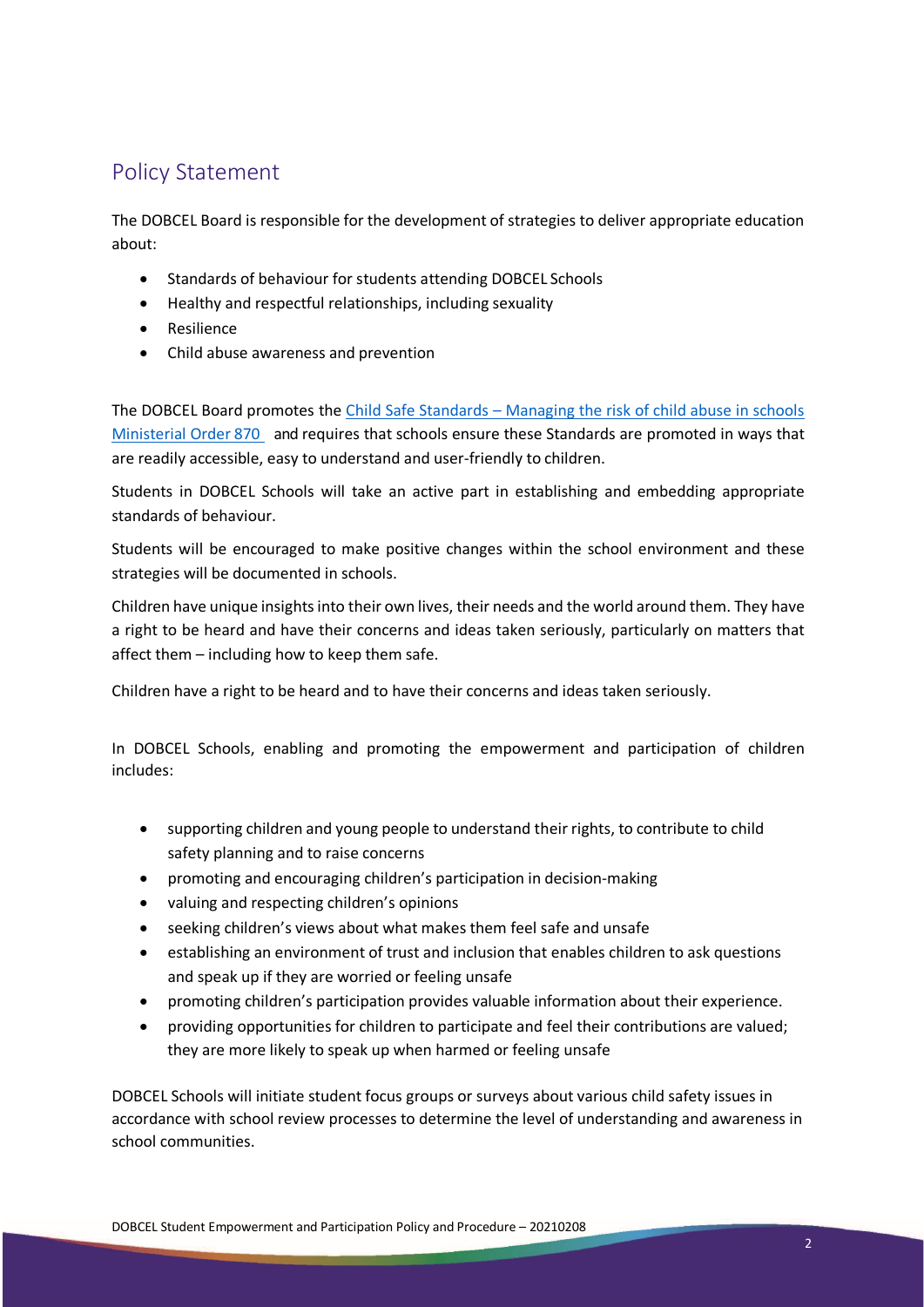## Policy Statement

The DOBCEL Board is responsible for the development of strategies to deliver appropriate education about:

- Standards of behaviour for students attending DOBCEL Schools
- Healthy and respectful relationships, including sexuality
- Resilience
- Child abuse awareness and prevention

The DOBCEL Board promotes the Child Safe Standards – Managing the risk of child abuse in schools Ministerial Order 870 and requires that schools ensure these Standards are promoted in ways that are readily accessible, easy to understand and user-friendly to children.

Students in DOBCEL Schools will take an active part in establishing and embedding appropriate standards of behaviour.

Students will be encouraged to make positive changes within the school environment and these strategies will be documented in schools.

Children have unique insights into their own lives, their needs and the world around them. They have a right to be heard and have their concerns and ideas taken seriously, particularly on matters that affect them – including how to keep them safe.

Children have a right to be heard and to have their concerns and ideas taken seriously.

In DOBCEL Schools, enabling and promoting the empowerment and participation of children includes:

- supporting children and young people to understand their rights, to contribute to child safety planning and to raise concerns
- promoting and encouraging children's participation in decision-making
- valuing and respecting children's opinions
- seeking children's views about what makes them feel safe and unsafe
- establishing an environment of trust and inclusion that enables children to ask questions and speak up if they are worried or feeling unsafe
- promoting children's participation provides valuable information about their experience.
- providing opportunities for children to participate and feel their contributions are valued; they are more likely to speak up when harmed or feeling unsafe

DOBCEL Schools will initiate student focus groups or surveys about various child safety issues in accordance with school review processes to determine the level of understanding and awareness in school communities.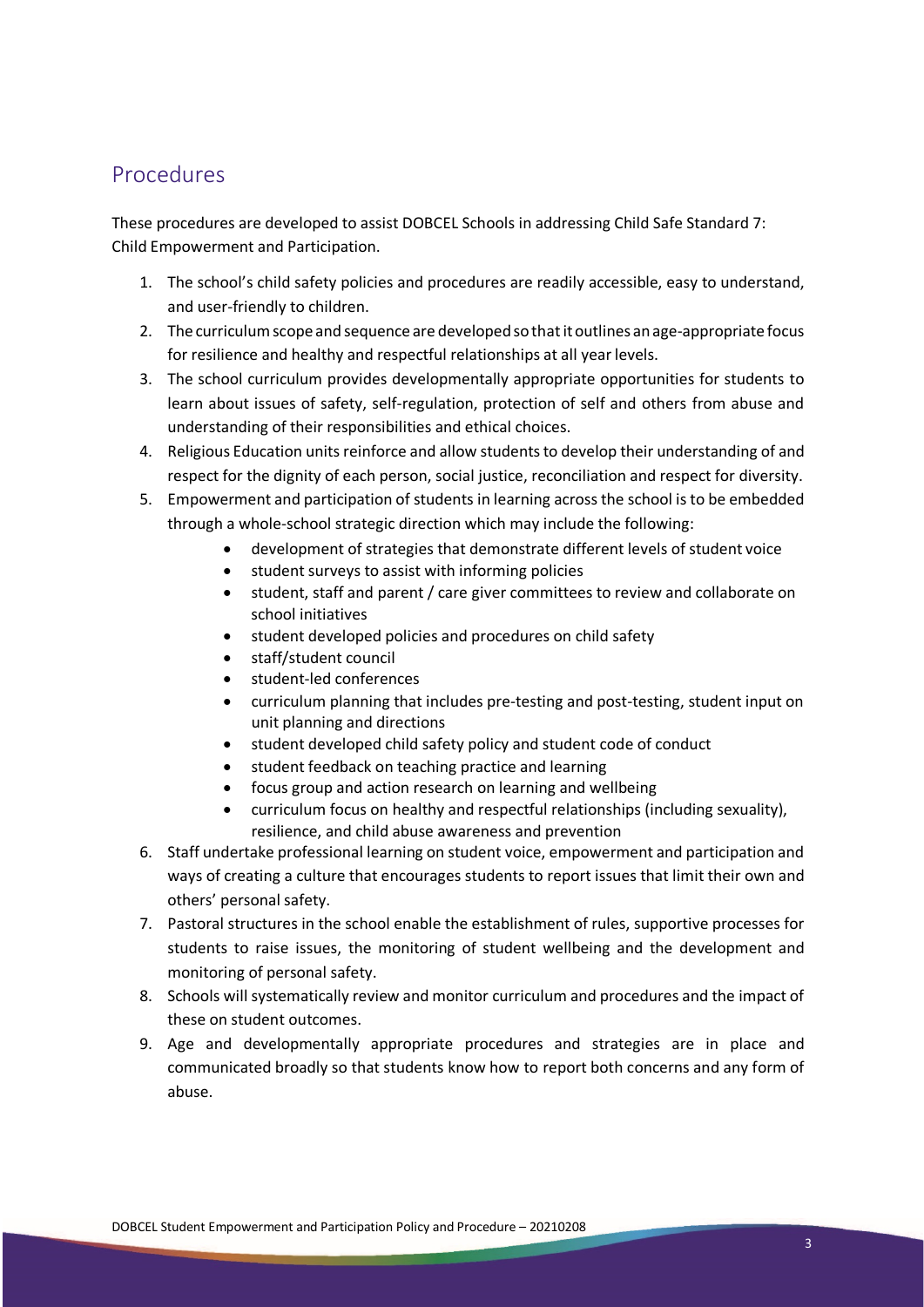## Procedures

These procedures are developed to assist DOBCEL Schools in addressing Child Safe Standard 7: Child Empowerment and Participation.

1. The school's child safety policies and procedures are readily accessible, easy to understand, and user-friendly to children.
2. The curriculum scope and sequence are developed so that it outlines an age-appropriate focus for resilience and healthy and respectful relationships at all year levels.
3. The school curriculum provides developmentally appropriate opportunities for students to learn about issues of safety, self-regulation, protection of self and others from abuse and understanding of their responsibilities and ethical choices.
4. Religious Education units reinforce and allow students to develop their understanding of and respect for the dignity of each person, social justice, reconciliation and respect for diversity.
5. Empowerment and participation of students in learning across the school is to be embedded through a whole-school strategic direction which may include the following:
    - development of strategies that demonstrate different levels of student voice
    - student surveys to assist with informing policies
    - student, staff and parent / care giver committees to review and collaborate on school initiatives
    - student developed policies and procedures on child safety
    - staff/student council
    - student-led conferences
    - curriculum planning that includes pre-testing and post-testing, student input on unit planning and directions
    - student developed child safety policy and student code of conduct
    - student feedback on teaching practice and learning
    - focus group and action research on learning and wellbeing
    - curriculum focus on healthy and respectful relationships (including sexuality), resilience, and child abuse awareness and prevention
6. Staff undertake professional learning on student voice, empowerment and participation and ways of creating a culture that encourages students to report issues that limit their own and others' personal safety.
7. Pastoral structures in the school enable the establishment of rules, supportive processes for students to raise issues, the monitoring of student wellbeing and the development and monitoring of personal safety.
8. Schools will systematically review and monitor curriculum and procedures and the impact of these on student outcomes.
9. Age and developmentally appropriate procedures and strategies are in place and communicated broadly so that students know how to report both concerns and any form of abuse.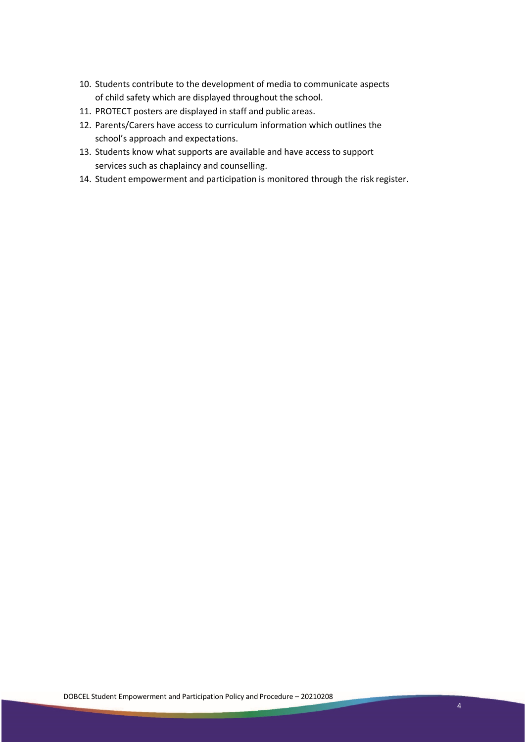10. Students contribute to the development of media to communicate aspects of child safety which are displayed throughout the school.
11. PROTECT posters are displayed in staff and public areas.
12. Parents/Carers have access to curriculum information which outlines the school's approach and expectations.
13. Students know what supports are available and have access to support services such as chaplaincy and counselling.
14. Student empowerment and participation is monitored through the risk register.